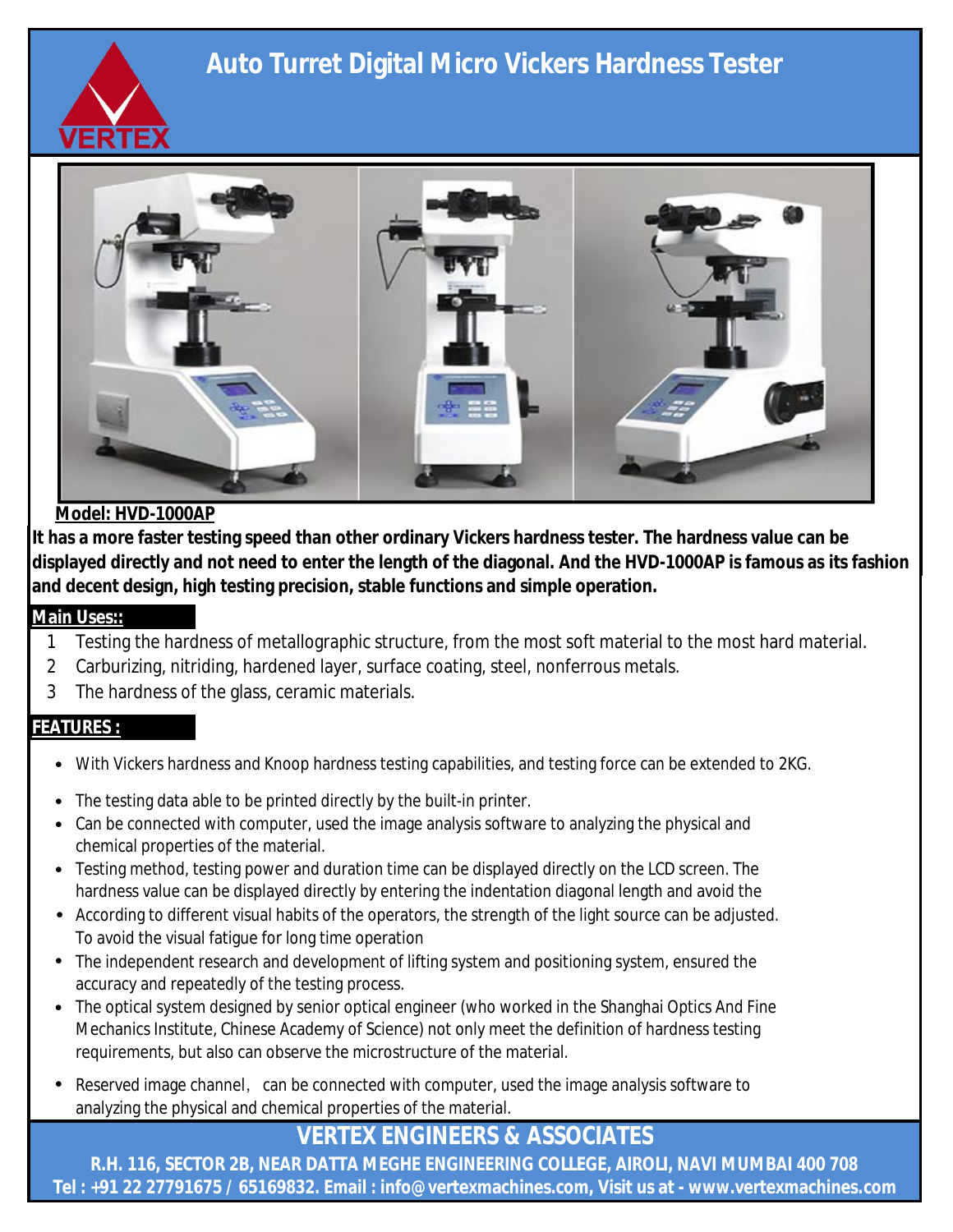# Auto Turret Digital Micro Vickers Hardness Tester

VERTEX

**Model: HVD-1000AP**

**It has a more faster testing speed than other ordinary Vickers hardness tester. The hardness value can be displayed directly and not need to enter the length of the diagonal. And the HVD-1000AP is famous as its fashion and decent design, high testing precision, stable functions and simple operation.**

## Main Uses::

1. Testing the hardness of metallographic structure, from the most soft material to the most hard material.
2. Carburizing, nitriding, hardened layer, surface coating, steel, nonferrous metals.
3. The hardness of the glass, ceramic materials.

## FEATURES :

- With Vickers hardness and Knoop hardness testing capabilities, and testing force can be extended to 2KG.
- The testing data able to be printed directly by the built-in printer.
- Can be connected with computer, used the image analysis software to analyzing the physical and chemical properties of the material.
- Testing method, testing power and duration time can be displayed directly on the LCD screen. The hardness value can be displayed directly by entering the indentation diagonal length and avoid the
- According to different visual habits of the operators, the strength of the light source can be adjusted. To avoid the visual fatigue for long time operation
- The independent research and development of lifting system and positioning system, ensured the accuracy and repeatedly of the testing process.
- The optical system designed by senior optical engineer (who worked in the Shanghai Optics And Fine Mechanics Institute, Chinese Academy of Science) not only meet the definition of hardness testing requirements, but also can observe the microstructure of the material.
- Reserved image channel, can be connected with computer, used the image analysis software to analyzing the physical and chemical properties of the material.

**VERTEX ENGINEERS & ASSOCIATES**

**R.H. 116, SECTOR 2B, NEAR DATTA MEGHE ENGINEERING COLLEGE, AIROLI, NAVI MUMBAI 400 708**
**Tel : +91 22 27791675 / 65169832. Email : info@vertexmachines.com, Visit us at - www.vertexmachines.com**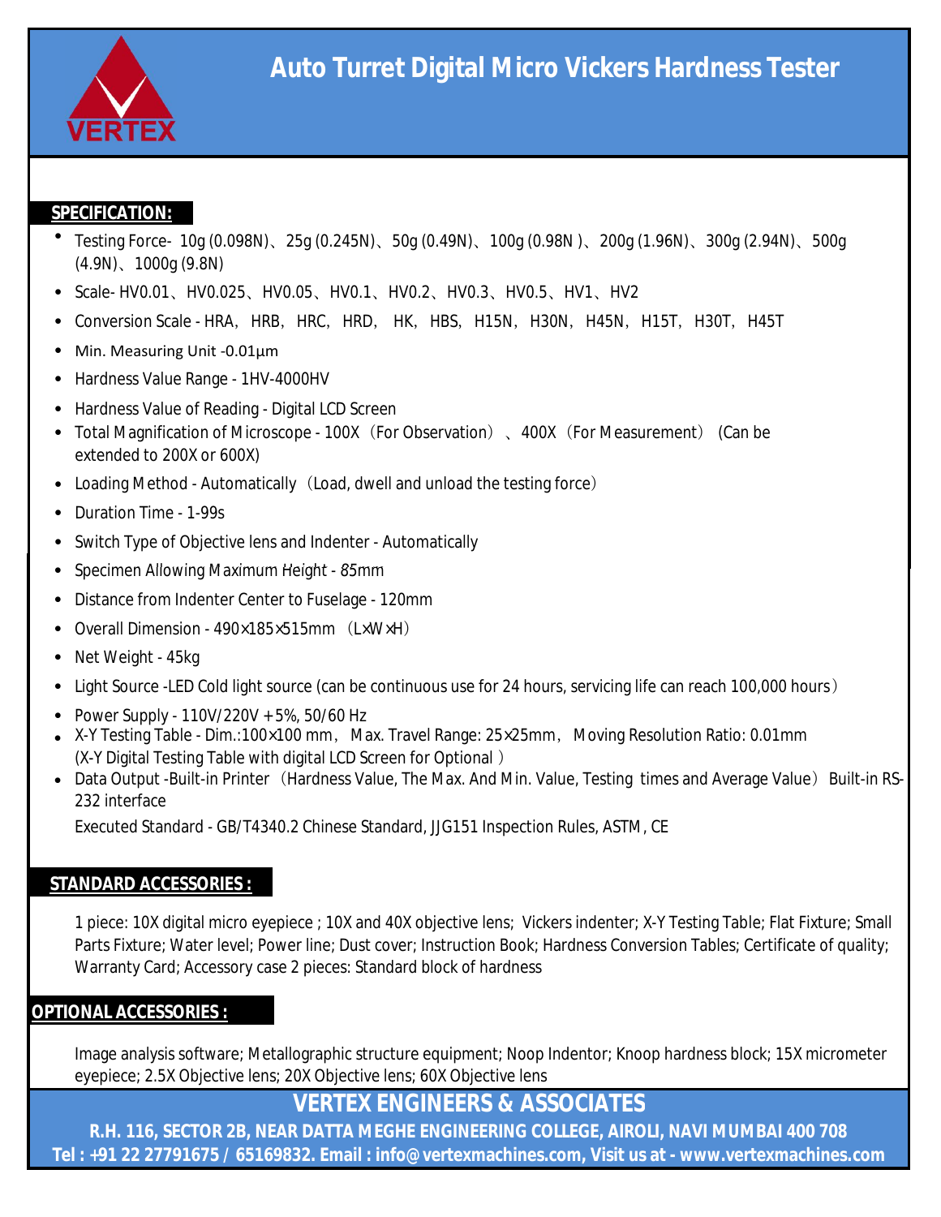VERTEX

# Auto Turret Digital Micro Vickers Hardness Tester

## SPECIFICATION:

- Testing Force- 10g (0.098N)、25g (0.245N)、50g (0.49N)、100g (0.98N )、200g (1.96N)、300g (2.94N)、500g (4.9N)、1000g (9.8N)
- Scale- HV0.01、HV0.025、HV0.05、HV0.1、HV0.2、HV0.3、HV0.5、HV1、HV2
- Conversion Scale - HRA， HRB， HRC， HRD， HK， HBS， H15N， H30N， H45N， H15T， H30T， H45T
- Min. Measuring Unit -0.01μm
- Hardness Value Range - 1HV-4000HV
- Hardness Value of Reading - Digital LCD Screen
- Total Magnification of Microscope - 100X（For Observation）、400X（For Measurement） (Can be extended to 200X or 600X)
- Loading Method - Automatically （Load, dwell and unload the testing force）
- Duration Time - 1-99s
- Switch Type of Objective lens and Indenter - Automatically
- Specimen Allowing Maximum Height - 85mm
- Distance from Indenter Center to Fuselage - 120mm
- Overall Dimension - 490×185×515mm （L×W×H）
- Net Weight - 45kg
- Light Source -LED Cold light source (can be continuous use for 24 hours, servicing life can reach 100,000 hours）
- Power Supply - 110V/220V + 5%, 50/60 Hz
- X-Y Testing Table - Dim.:100×100 mm， Max. Travel Range: 25×25mm， Moving Resolution Ratio: 0.01mm (X-Y Digital Testing Table with digital LCD Screen for Optional )
- Data Output -Built-in Printer（Hardness Value, The Max. And Min. Value, Testing times and Average Value） Built-in RS-232 interface

  Executed Standard - GB/T4340.2 Chinese Standard, JJG151 Inspection Rules, ASTM, CE

## STANDARD ACCESSORIES :

1 piece: 10X digital micro eyepiece ; 10X and 40X objective lens; Vickers indenter; X-Y Testing Table; Flat Fixture; Small Parts Fixture; Water level; Power line; Dust cover; Instruction Book; Hardness Conversion Tables; Certificate of quality; Warranty Card; Accessory case 2 pieces: Standard block of hardness

## OPTIONAL ACCESSORIES :

Image analysis software; Metallographic structure equipment; Noop Indentor; Knoop hardness block; 15X micrometer eyepiece; 2.5X Objective lens; 20X Objective lens; 60X Objective lens

**VERTEX ENGINEERS & ASSOCIATES**

**R.H. 116, SECTOR 2B, NEAR DATTA MEGHE ENGINEERING COLLEGE, AIROLI, NAVI MUMBAI 400 708**

**Tel : +91 22 27791675 / 65169832. Email : info@vertexmachines.com, Visit us at - www.vertexmachines.com**